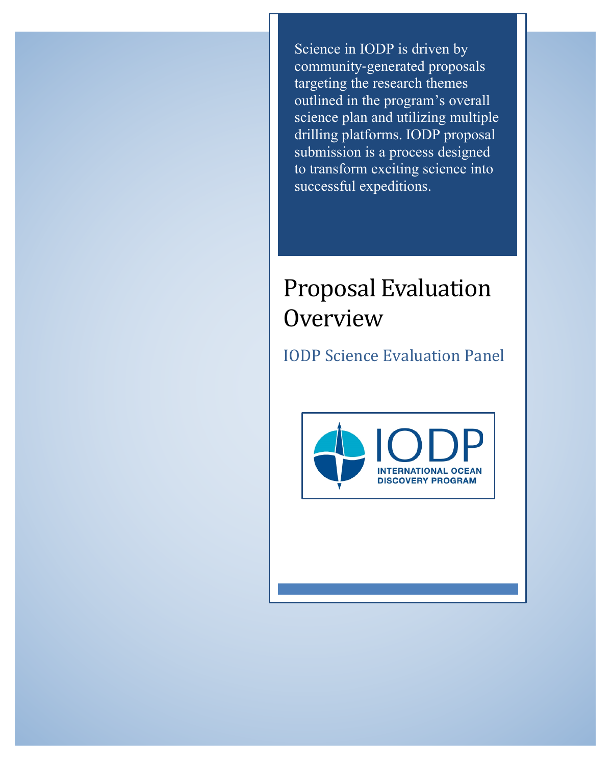Science in IODP is driven by community-generated proposals targeting the research themes outlined in the program's overall science plan and utilizing multiple drilling platforms. IODP proposal submission is a process designed to transform exciting science into successful expeditions.

# Proposal Evaluation Overview

## IODP Science Evaluation Panel

IODP

INTERNATIONAL OCEAN DISCOVERY PROGRAM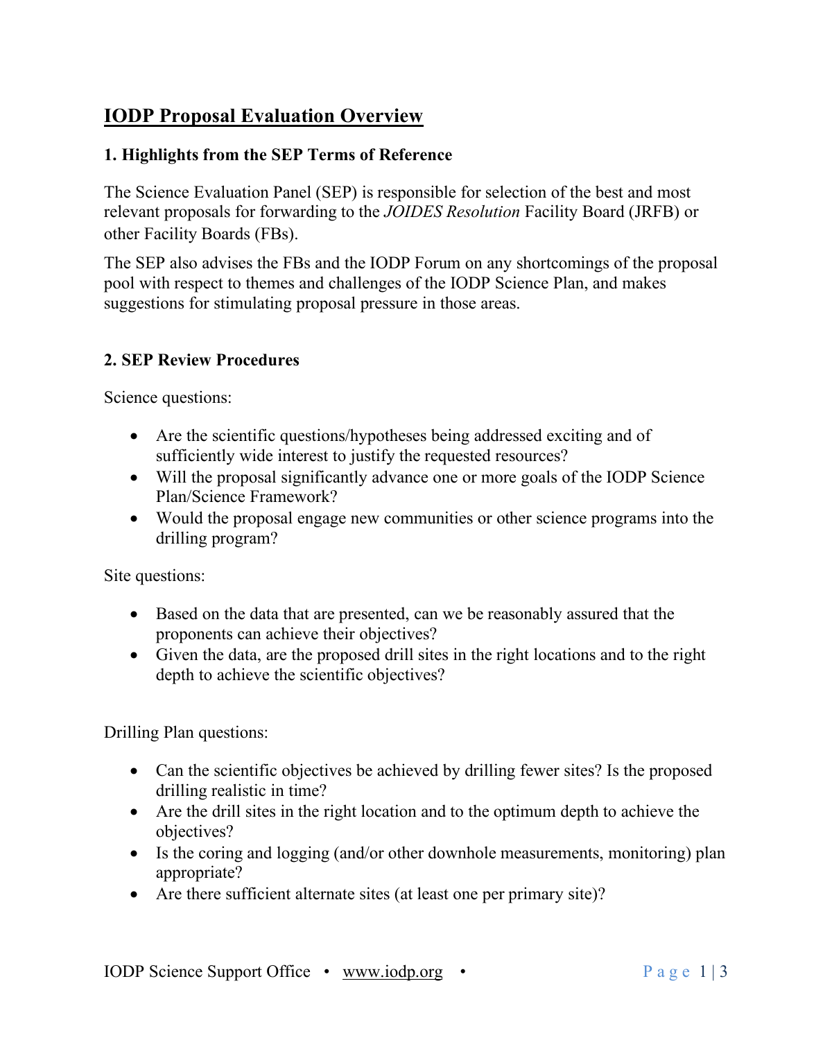# IODP Proposal Evaluation Overview

## 1. Highlights from the SEP Terms of Reference

The Science Evaluation Panel (SEP) is responsible for selection of the best and most relevant proposals for forwarding to the *JOIDES Resolution* Facility Board (JRFB) or other Facility Boards (FBs).

The SEP also advises the FBs and the IODP Forum on any shortcomings of the proposal pool with respect to themes and challenges of the IODP Science Plan, and makes suggestions for stimulating proposal pressure in those areas.

## 2. SEP Review Procedures

Science questions:

- Are the scientific questions/hypotheses being addressed exciting and of sufficiently wide interest to justify the requested resources?
- Will the proposal significantly advance one or more goals of the IODP Science Plan/Science Framework?
- Would the proposal engage new communities or other science programs into the drilling program?

Site questions:

- Based on the data that are presented, can we be reasonably assured that the proponents can achieve their objectives?
- Given the data, are the proposed drill sites in the right locations and to the right depth to achieve the scientific objectives?

Drilling Plan questions:

- Can the scientific objectives be achieved by drilling fewer sites? Is the proposed drilling realistic in time?
- Are the drill sites in the right location and to the optimum depth to achieve the objectives?
- Is the coring and logging (and/or other downhole measurements, monitoring) plan appropriate?
- Are there sufficient alternate sites (at least one per primary site)?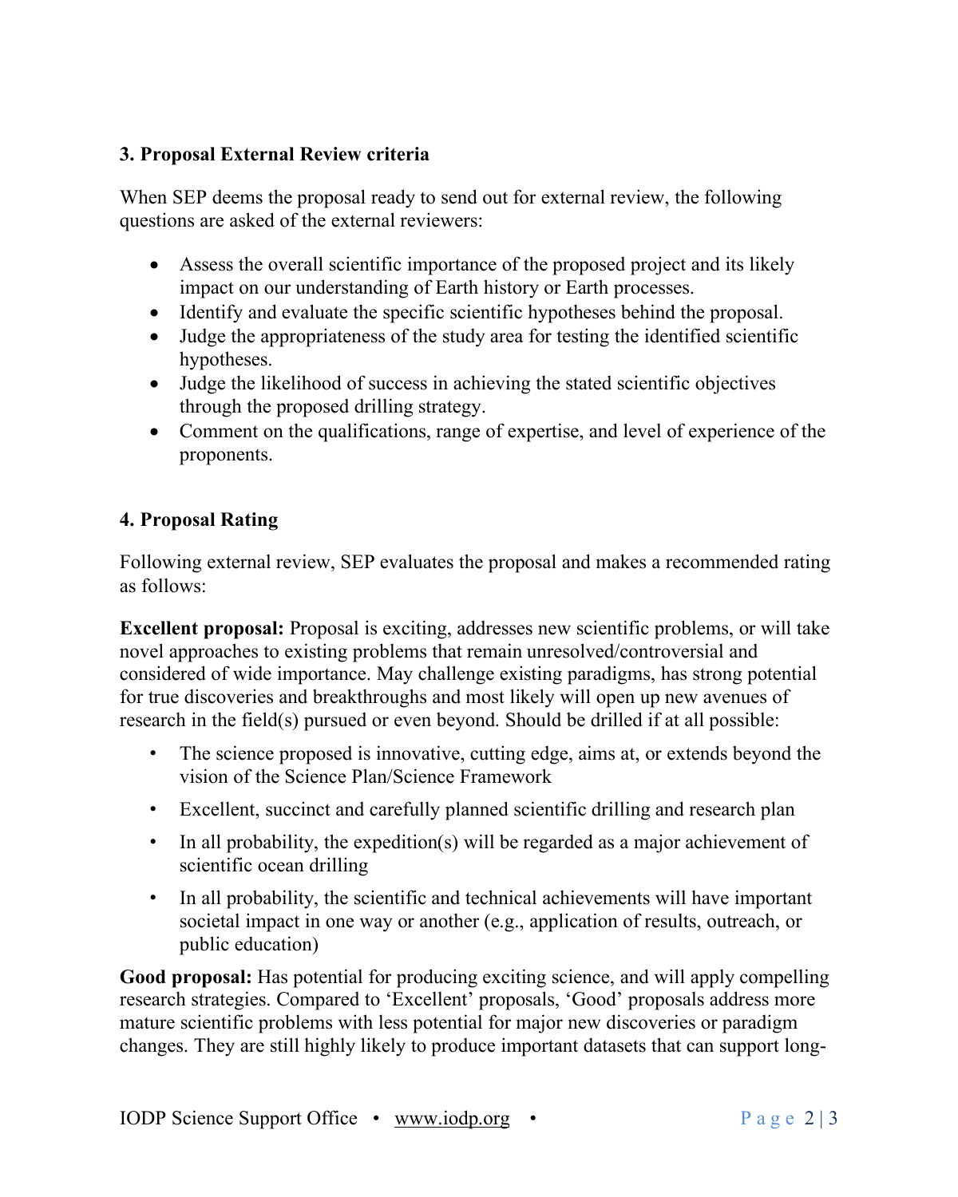### 3. Proposal External Review criteria

When SEP deems the proposal ready to send out for external review, the following questions are asked of the external reviewers:

- Assess the overall scientific importance of the proposed project and its likely impact on our understanding of Earth history or Earth processes.
- Identify and evaluate the specific scientific hypotheses behind the proposal.
- Judge the appropriateness of the study area for testing the identified scientific hypotheses.
- Judge the likelihood of success in achieving the stated scientific objectives through the proposed drilling strategy.
- Comment on the qualifications, range of expertise, and level of experience of the proponents.

### 4. Proposal Rating

Following external review, SEP evaluates the proposal and makes a recommended rating as follows:

**Excellent proposal:** Proposal is exciting, addresses new scientific problems, or will take novel approaches to existing problems that remain unresolved/controversial and considered of wide importance. May challenge existing paradigms, has strong potential for true discoveries and breakthroughs and most likely will open up new avenues of research in the field(s) pursued or even beyond. Should be drilled if at all possible:

- The science proposed is innovative, cutting edge, aims at, or extends beyond the vision of the Science Plan/Science Framework
- Excellent, succinct and carefully planned scientific drilling and research plan
- In all probability, the expedition(s) will be regarded as a major achievement of scientific ocean drilling
- In all probability, the scientific and technical achievements will have important societal impact in one way or another (e.g., application of results, outreach, or public education)

**Good proposal:** Has potential for producing exciting science, and will apply compelling research strategies. Compared to 'Excellent' proposals, 'Good' proposals address more mature scientific problems with less potential for major new discoveries or paradigm changes. They are still highly likely to produce important datasets that can support long-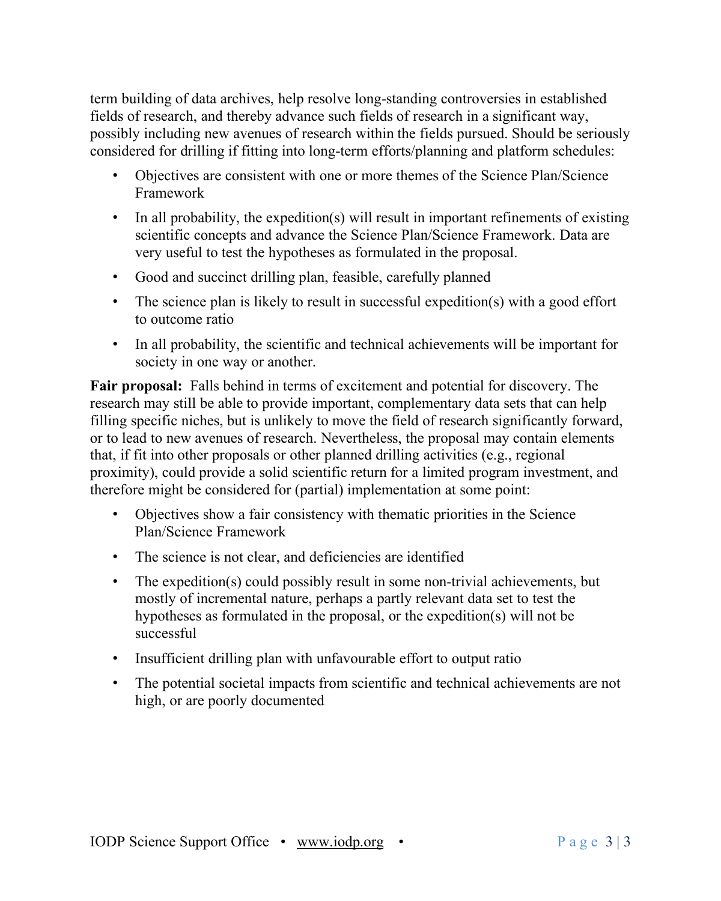term building of data archives, help resolve long-standing controversies in established fields of research, and thereby advance such fields of research in a significant way, possibly including new avenues of research within the fields pursued. Should be seriously considered for drilling if fitting into long-term efforts/planning and platform schedules:

- Objectives are consistent with one or more themes of the Science Plan/Science Framework
- In all probability, the expedition(s) will result in important refinements of existing scientific concepts and advance the Science Plan/Science Framework. Data are very useful to test the hypotheses as formulated in the proposal.
- Good and succinct drilling plan, feasible, carefully planned
- The science plan is likely to result in successful expedition(s) with a good effort to outcome ratio
- In all probability, the scientific and technical achievements will be important for society in one way or another.

**Fair proposal:** Falls behind in terms of excitement and potential for discovery. The research may still be able to provide important, complementary data sets that can help filling specific niches, but is unlikely to move the field of research significantly forward, or to lead to new avenues of research. Nevertheless, the proposal may contain elements that, if fit into other proposals or other planned drilling activities (e.g., regional proximity), could provide a solid scientific return for a limited program investment, and therefore might be considered for (partial) implementation at some point:

- Objectives show a fair consistency with thematic priorities in the Science Plan/Science Framework
- The science is not clear, and deficiencies are identified
- The expedition(s) could possibly result in some non-trivial achievements, but mostly of incremental nature, perhaps a partly relevant data set to test the hypotheses as formulated in the proposal, or the expedition(s) will not be successful
- Insufficient drilling plan with unfavourable effort to output ratio
- The potential societal impacts from scientific and technical achievements are not high, or are poorly documented